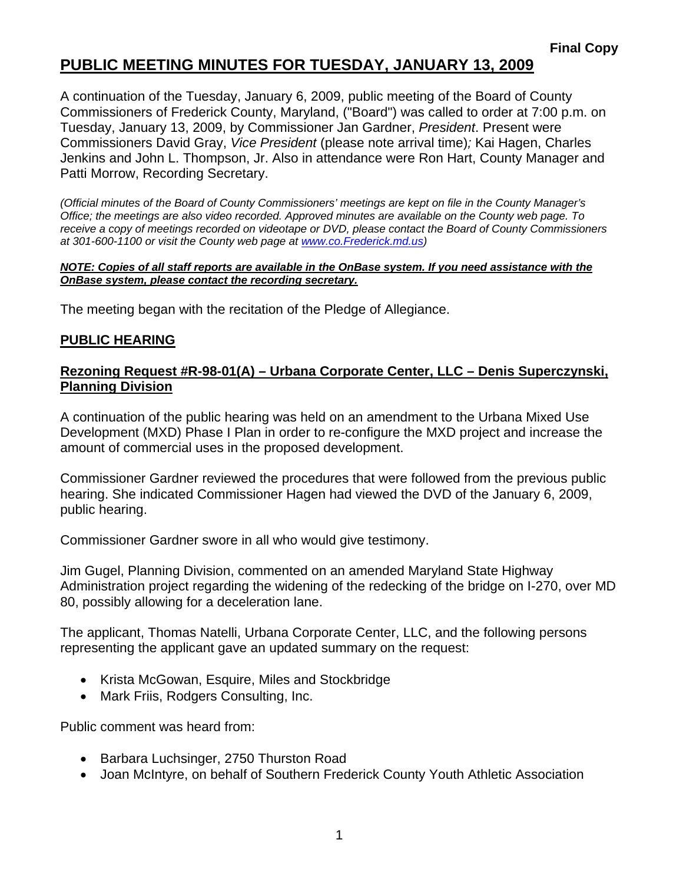**Final Copy**

# PUBLIC MEETING MINUTES FOR TUESDAY, JANUARY 13, 2009

A continuation of the Tuesday, January 6, 2009, public meeting of the Board of County Commissioners of Frederick County, Maryland, ("Board") was called to order at 7:00 p.m. on Tuesday, January 13, 2009, by Commissioner Jan Gardner, *President*. Present were Commissioners David Gray, *Vice President* (please note arrival time)*;* Kai Hagen, Charles Jenkins and John L. Thompson, Jr. Also in attendance were Ron Hart, County Manager and Patti Morrow, Recording Secretary.

*(Official minutes of the Board of County Commissioners' meetings are kept on file in the County Manager's Office; the meetings are also video recorded. Approved minutes are available on the County web page. To receive a copy of meetings recorded on videotape or DVD, please contact the Board of County Commissioners at 301-600-1100 or visit the County web page at [www.co.Frederick.md.us](www.co.Frederick.md.us))*

***NOTE: Copies of all staff reports are available in the OnBase system. If you need assistance with the OnBase system, please contact the recording secretary.***

The meeting began with the recitation of the Pledge of Allegiance.

## PUBLIC HEARING

### Rezoning Request #R-98-01(A) – Urbana Corporate Center, LLC – Denis Superczynski, Planning Division

A continuation of the public hearing was held on an amendment to the Urbana Mixed Use Development (MXD) Phase I Plan in order to re-configure the MXD project and increase the amount of commercial uses in the proposed development.

Commissioner Gardner reviewed the procedures that were followed from the previous public hearing. She indicated Commissioner Hagen had viewed the DVD of the January 6, 2009, public hearing.

Commissioner Gardner swore in all who would give testimony.

Jim Gugel, Planning Division, commented on an amended Maryland State Highway Administration project regarding the widening of the redecking of the bridge on I-270, over MD 80, possibly allowing for a deceleration lane.

The applicant, Thomas Natelli, Urbana Corporate Center, LLC, and the following persons representing the applicant gave an updated summary on the request:

- Krista McGowan, Esquire, Miles and Stockbridge
- Mark Friis, Rodgers Consulting, Inc.

Public comment was heard from:

- Barbara Luchsinger, 2750 Thurston Road
- Joan McIntyre, on behalf of Southern Frederick County Youth Athletic Association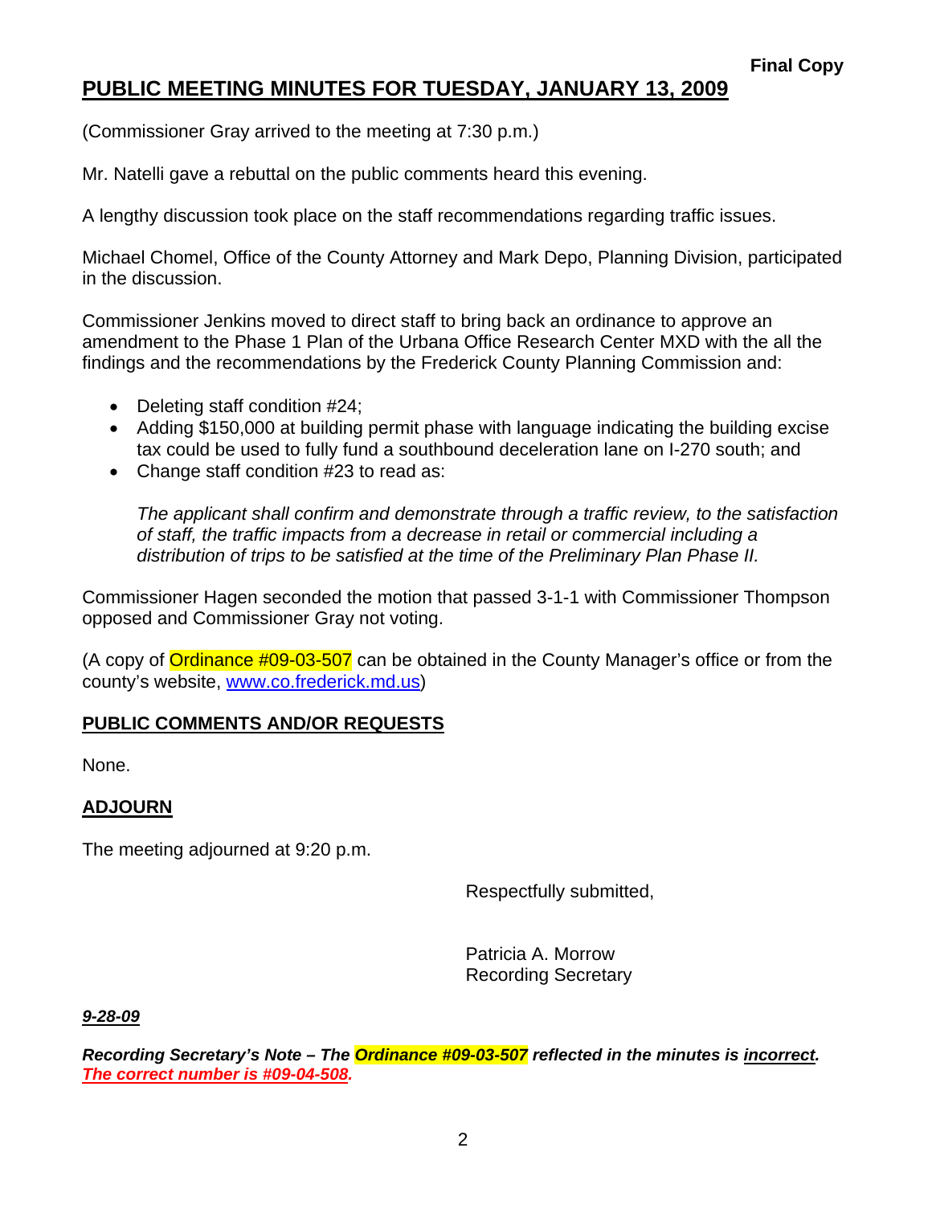**Final Copy**

## PUBLIC MEETING MINUTES FOR TUESDAY, JANUARY 13, 2009

(Commissioner Gray arrived to the meeting at 7:30 p.m.)

Mr. Natelli gave a rebuttal on the public comments heard this evening.

A lengthy discussion took place on the staff recommendations regarding traffic issues.

Michael Chomel, Office of the County Attorney and Mark Depo, Planning Division, participated in the discussion.

Commissioner Jenkins moved to direct staff to bring back an ordinance to approve an amendment to the Phase 1 Plan of the Urbana Office Research Center MXD with the all the findings and the recommendations by the Frederick County Planning Commission and:

- Deleting staff condition #24;
- Adding $150,000 at building permit phase with language indicating the building excise tax could be used to fully fund a southbound deceleration lane on I-270 south; and
- Change staff condition #23 to read as:

  *The applicant shall confirm and demonstrate through a traffic review, to the satisfaction of staff, the traffic impacts from a decrease in retail or commercial including a distribution of trips to be satisfied at the time of the Preliminary Plan Phase II.*

Commissioner Hagen seconded the motion that passed 3-1-1 with Commissioner Thompson opposed and Commissioner Gray not voting.

(A copy of Ordinance #09-03-507 can be obtained in the County Manager's office or from the county's website, www.co.frederick.md.us)

## PUBLIC COMMENTS AND/OR REQUESTS

None.

## ADJOURN

The meeting adjourned at 9:20 p.m.

Respectfully submitted,

Patricia A. Morrow
Recording Secretary

***9-28-09***

***Recording Secretary's Note – The Ordinance #09-03-507 reflected in the minutes is incorrect. The correct number is #09-04-508.***